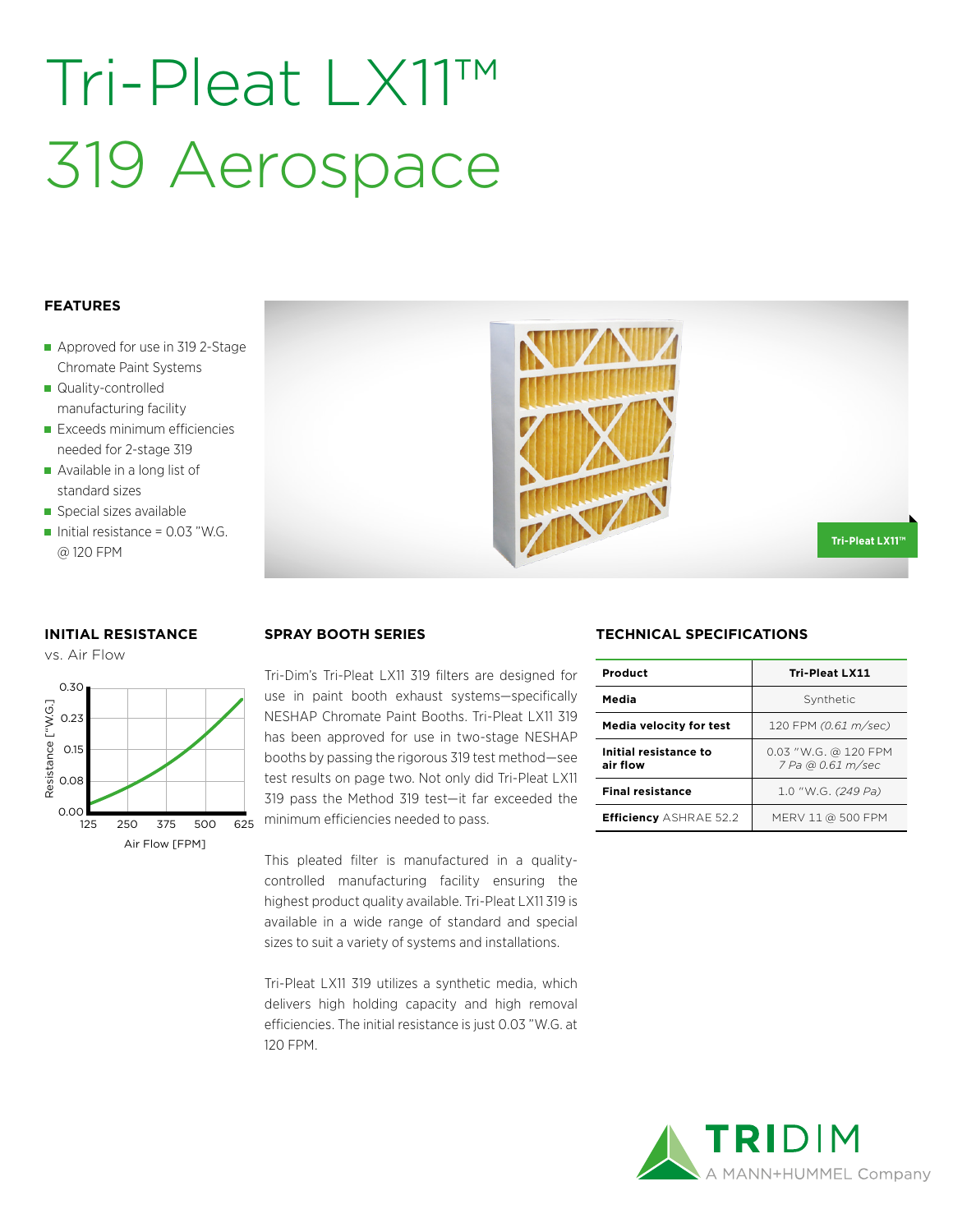# Tri-Pleat LX11™ 319 Aerospace

## FEATURES

- Approved for use in 319 2-Stage Chromate Paint Systems
- Quality-controlled manufacturing facility
- Exceeds minimum efficiencies needed for 2-stage 319
- Available in a long list of standard sizes
- Special sizes available
- Initial resistance = 0.03 "W.G. @ 120 FPM

Tri-Pleat LX11™

## INITIAL RESISTANCE

vs. Air Flow

Resistance ["W.G.]: 0.00, 0.08, 0.15, 0.23, 0.30

Air Flow [FPM]: 125, 250, 375, 500, 625

## SPRAY BOOTH SERIES

Tri-Dim's Tri-Pleat LX11 319 filters are designed for use in paint booth exhaust systems—specifically NESHAP Chromate Paint Booths. Tri-Pleat LX11 319 has been approved for use in two-stage NESHAP booths by passing the rigorous 319 test method—see test results on page two. Not only did Tri-Pleat LX11 319 pass the Method 319 test—it far exceeded the minimum efficiencies needed to pass.

This pleated filter is manufactured in a quality-controlled manufacturing facility ensuring the highest product quality available. Tri-Pleat LX11 319 is available in a wide range of standard and special sizes to suit a variety of systems and installations.

Tri-Pleat LX11 319 utilizes a synthetic media, which delivers high holding capacity and high removal efficiencies. The initial resistance is just 0.03 "W.G. at 120 FPM.

## TECHNICAL SPECIFICATIONS

| **Product** | **Tri-Pleat LX11** |
|---|---|
| **Media** | Synthetic |
| **Media velocity for test** | 120 FPM *(0.61 m/sec)* |
| **Initial resistance to air flow** | 0.03 "W.G. @ 120 FPM *7 Pa @ 0.61 m/sec* |
| **Final resistance** | 1.0 "W.G. *(249 Pa)* |
| **Efficiency** ASHRAE 52.2 | MERV 11 @ 500 FPM |

TRIDIM A MANN+HUMMEL Company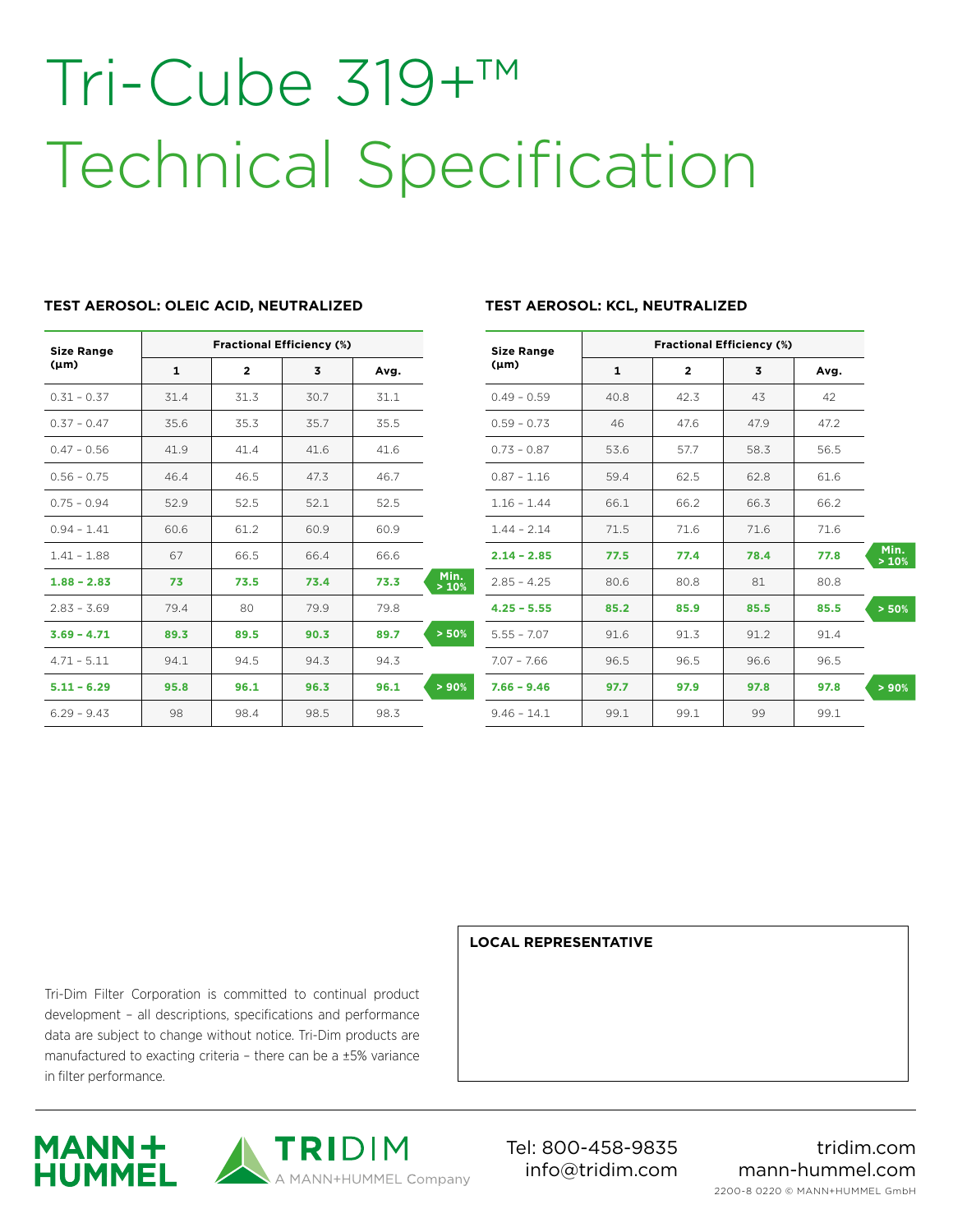# Tri-Cube 319+™ Technical Specification

### TEST AEROSOL: OLEIC ACID, NEUTRALIZED

| Size Range (µm) | Fractional Efficiency (%) | | | | |
|---|---|---|---|---|---|
| | 1 | 2 | 3 | Avg. | |
| 0.31 – 0.37 | 31.4 | 31.3 | 30.7 | 31.1 | |
| 0.37 – 0.47 | 35.6 | 35.3 | 35.7 | 35.5 | |
| 0.47 – 0.56 | 41.9 | 41.4 | 41.6 | 41.6 | |
| 0.56 – 0.75 | 46.4 | 46.5 | 47.3 | 46.7 | |
| 0.75 – 0.94 | 52.9 | 52.5 | 52.1 | 52.5 | |
| 0.94 – 1.41 | 60.6 | 61.2 | 60.9 | 60.9 | |
| 1.41 – 1.88 | 67 | 66.5 | 66.4 | 66.6 | |
| **1.88 – 2.83** | **73** | **73.5** | **73.4** | **73.3** | **Min. > 10%** |
| 2.83 – 3.69 | 79.4 | 80 | 79.9 | 79.8 | |
| **3.69 – 4.71** | **89.3** | **89.5** | **90.3** | **89.7** | **> 50%** |
| 4.71 – 5.11 | 94.1 | 94.5 | 94.3 | 94.3 | |
| **5.11 – 6.29** | **95.8** | **96.1** | **96.3** | **96.1** | **> 90%** |
| 6.29 – 9.43 | 98 | 98.4 | 98.5 | 98.3 | |

### TEST AEROSOL: KCL, NEUTRALIZED

| Size Range (µm) | Fractional Efficiency (%) | | | | |
|---|---|---|---|---|---|
| | 1 | 2 | 3 | Avg. | |
| 0.49 – 0.59 | 40.8 | 42.3 | 43 | 42 | |
| 0.59 – 0.73 | 46 | 47.6 | 47.9 | 47.2 | |
| 0.73 – 0.87 | 53.6 | 57.7 | 58.3 | 56.5 | |
| 0.87 – 1.16 | 59.4 | 62.5 | 62.8 | 61.6 | |
| 1.16 – 1.44 | 66.1 | 66.2 | 66.3 | 66.2 | |
| 1.44 – 2.14 | 71.5 | 71.6 | 71.6 | 71.6 | |
| **2.14 – 2.85** | **77.5** | **77.4** | **78.4** | **77.8** | **Min. > 10%** |
| 2.85 – 4.25 | 80.6 | 80.8 | 81 | 80.8 | |
| **4.25 – 5.55** | **85.2** | **85.9** | **85.5** | **85.5** | **> 50%** |
| 5.55 – 7.07 | 91.6 | 91.3 | 91.2 | 91.4 | |
| 7.07 – 7.66 | 96.5 | 96.5 | 96.6 | 96.5 | |
| **7.66 – 9.46** | **97.7** | **97.9** | **97.8** | **97.8** | **> 90%** |
| 9.46 – 14.1 | 99.1 | 99.1 | 99 | 99.1 | |

Tri-Dim Filter Corporation is committed to continual product development – all descriptions, specifications and performance data are subject to change without notice. Tri-Dim products are manufactured to exacting criteria – there can be a ±5% variance in filter performance.

**LOCAL REPRESENTATIVE**

MANN+HUMMEL

TRIDIM
A MANN+HUMMEL Company

Tel: 800-458-9835
info@tridim.com

tridim.com
mann-hummel.com

2200-8 0220 © MANN+HUMMEL GmbH